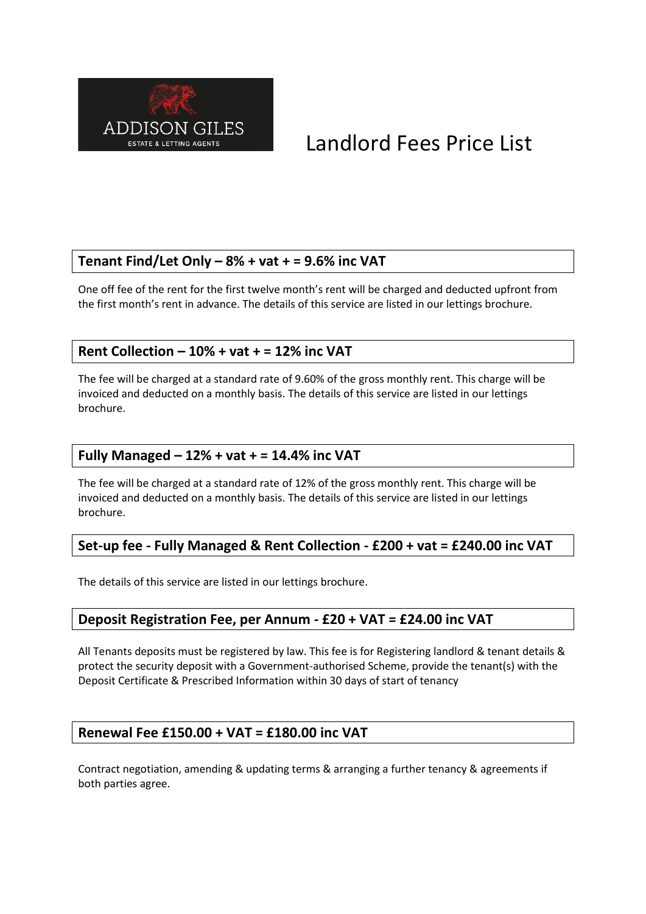ADDISON GILES

ESTATE & LETTING AGENTS

# Landlord Fees Price List

## Tenant Find/Let Only – 8% + vat + = 9.6% inc VAT

One off fee of the rent for the first twelve month's rent will be charged and deducted upfront from the first month's rent in advance. The details of this service are listed in our lettings brochure.

## Rent Collection – 10% + vat + = 12% inc VAT

The fee will be charged at a standard rate of 9.60% of the gross monthly rent. This charge will be invoiced and deducted on a monthly basis. The details of this service are listed in our lettings brochure.

## Fully Managed – 12% + vat + = 14.4% inc VAT

The fee will be charged at a standard rate of 12% of the gross monthly rent. This charge will be invoiced and deducted on a monthly basis. The details of this service are listed in our lettings brochure.

## Set-up fee - Fully Managed & Rent Collection - £200 + vat = £240.00 inc VAT

The details of this service are listed in our lettings brochure.

## Deposit Registration Fee, per Annum - £20 + VAT = £24.00 inc VAT

All Tenants deposits must be registered by law. This fee is for Registering landlord & tenant details & protect the security deposit with a Government-authorised Scheme, provide the tenant(s) with the Deposit Certificate & Prescribed Information within 30 days of start of tenancy

## Renewal Fee £150.00 + VAT = £180.00 inc VAT

Contract negotiation, amending & updating terms & arranging a further tenancy & agreements if both parties agree.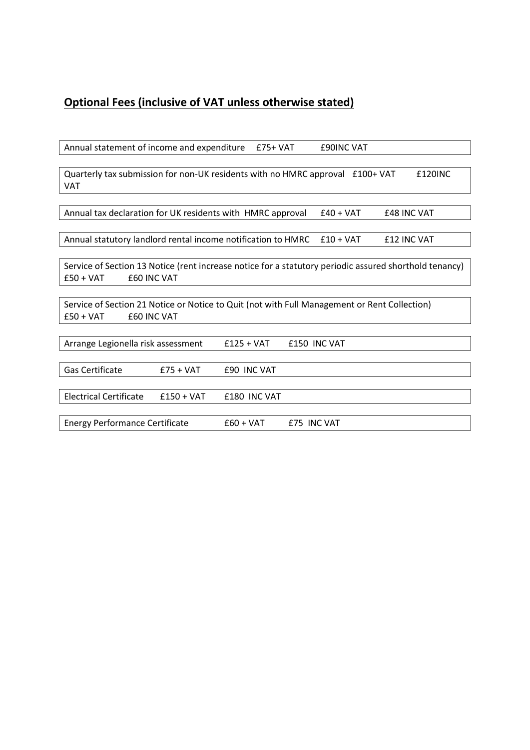## **Optional Fees (inclusive of VAT unless otherwise stated)**

| | | |
|---|---|---|
| Annual statement of income and expenditure | £75+ VAT | £90INC VAT |
| Quarterly tax submission for non-UK residents with no HMRC approval | £100+ VAT | £120INC VAT |
| Annual tax declaration for UK residents with HMRC approval | £40 + VAT | £48 INC VAT |
| Annual statutory landlord rental income notification to HMRC | £10 + VAT | £12 INC VAT |
| Service of Section 13 Notice (rent increase notice for a statutory periodic assured shorthold tenancy) | £50 + VAT | £60 INC VAT |
| Service of Section 21 Notice or Notice to Quit (not with Full Management or Rent Collection) | £50 + VAT | £60 INC VAT |
| Arrange Legionella risk assessment | £125 + VAT | £150 INC VAT |
| Gas Certificate | £75 + VAT | £90 INC VAT |
| Electrical Certificate | £150 + VAT | £180 INC VAT |
| Energy Performance Certificate | £60 + VAT | £75 INC VAT |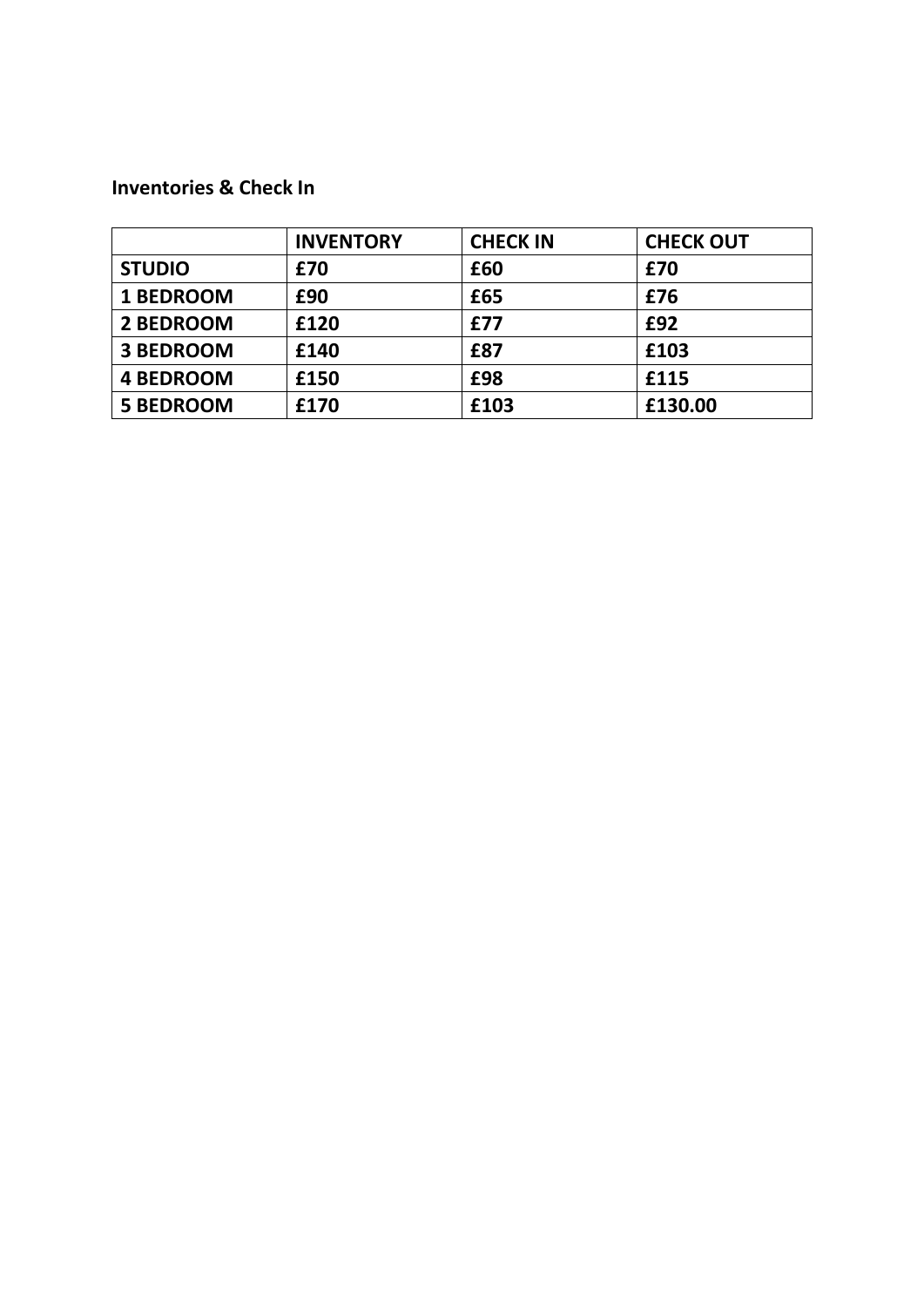**Inventories & Check In**

| | INVENTORY | CHECK IN | CHECK OUT |
|---|---|---|---|
| **STUDIO** | **£70** | **£60** | **£70** |
| **1 BEDROOM** | **£90** | **£65** | **£76** |
| **2 BEDROOM** | **£120** | **£77** | **£92** |
| **3 BEDROOM** | **£140** | **£87** | **£103** |
| **4 BEDROOM** | **£150** | **£98** | **£115** |
| **5 BEDROOM** | **£170** | **£103** | **£130.00** |